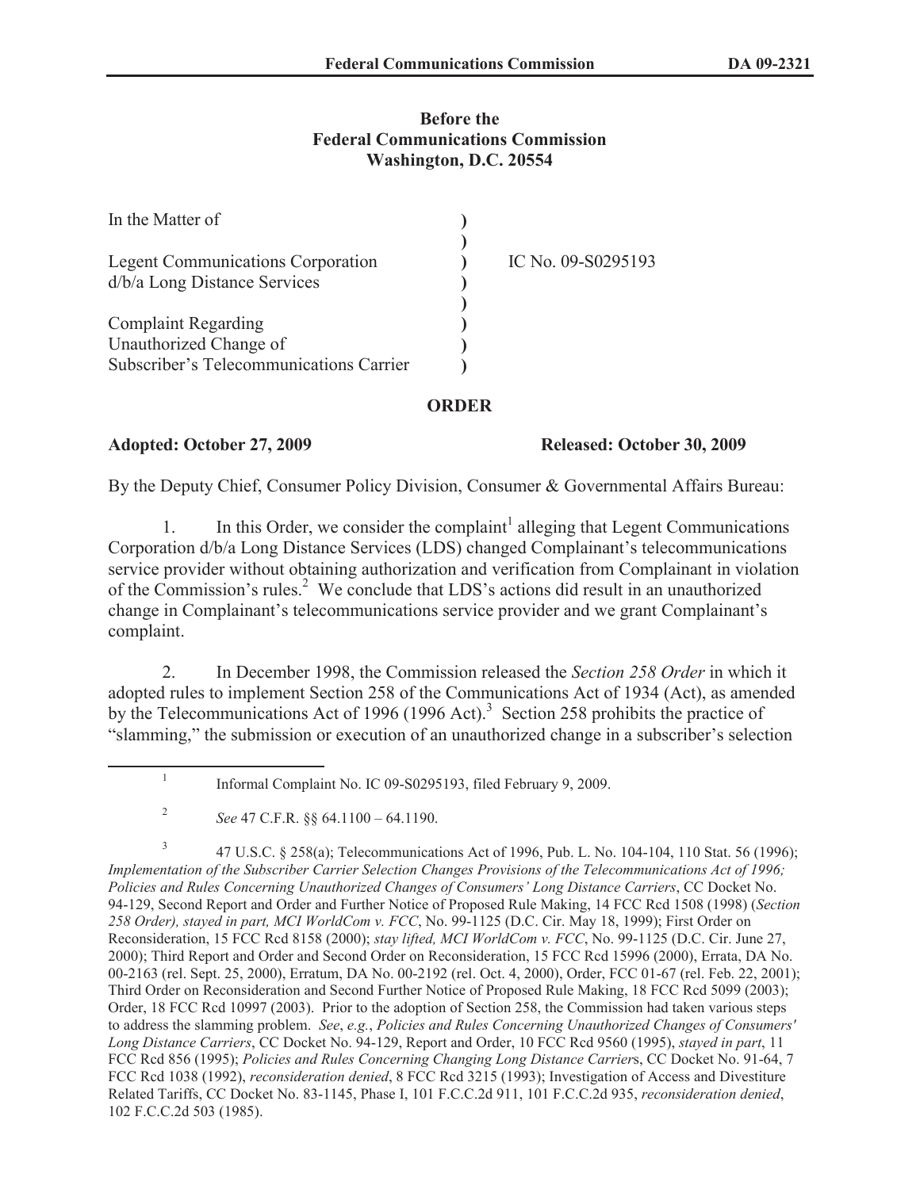Before the
Federal Communications Commission
Washington, D.C. 20554

| | | |
|---|---|---|
| In the Matter of | ) | |
| | ) | |
| Legent Communications Corporation | ) | IC No. 09-S0295193 |
| d/b/a Long Distance Services | ) | |
| | ) | |
| Complaint Regarding | ) | |
| Unauthorized Change of | ) | |
| Subscriber's Telecommunications Carrier | ) | |

## ORDER

**Adopted: October 27, 2009** **Released: October 30, 2009**

By the Deputy Chief, Consumer Policy Division, Consumer & Governmental Affairs Bureau:

1. In this Order, we consider the complaint[1] alleging that Legent Communications Corporation d/b/a Long Distance Services (LDS) changed Complainant's telecommunications service provider without obtaining authorization and verification from Complainant in violation of the Commission's rules.[2] We conclude that LDS's actions did result in an unauthorized change in Complainant's telecommunications service provider and we grant Complainant's complaint.

2. In December 1998, the Commission released the *Section 258 Order* in which it adopted rules to implement Section 258 of the Communications Act of 1934 (Act), as amended by the Telecommunications Act of 1996 (1996 Act).[3] Section 258 prohibits the practice of "slamming," the submission or execution of an unauthorized change in a subscriber's selection

---

[1] Informal Complaint No. IC 09-S0295193, filed February 9, 2009.

[2] *See* 47 C.F.R. §§ 64.1100 – 64.1190.

[3] 47 U.S.C. § 258(a); Telecommunications Act of 1996, Pub. L. No. 104-104, 110 Stat. 56 (1996); *Implementation of the Subscriber Carrier Selection Changes Provisions of the Telecommunications Act of 1996; Policies and Rules Concerning Unauthorized Changes of Consumers' Long Distance Carriers*, CC Docket No. 94-129, Second Report and Order and Further Notice of Proposed Rule Making, 14 FCC Rcd 1508 (1998) (*Section 258 Order), stayed in part, MCI WorldCom v. FCC*, No. 99-1125 (D.C. Cir. May 18, 1999); First Order on Reconsideration, 15 FCC Rcd 8158 (2000); *stay lifted, MCI WorldCom v. FCC*, No. 99-1125 (D.C. Cir. June 27, 2000); Third Report and Order and Second Order on Reconsideration, 15 FCC Rcd 15996 (2000), Errata, DA No. 00-2163 (rel. Sept. 25, 2000), Erratum, DA No. 00-2192 (rel. Oct. 4, 2000), Order, FCC 01-67 (rel. Feb. 22, 2001); Third Order on Reconsideration and Second Further Notice of Proposed Rule Making, 18 FCC Rcd 5099 (2003); Order, 18 FCC Rcd 10997 (2003). Prior to the adoption of Section 258, the Commission had taken various steps to address the slamming problem. *See*, *e.g.*, *Policies and Rules Concerning Unauthorized Changes of Consumers' Long Distance Carriers*, CC Docket No. 94-129, Report and Order, 10 FCC Rcd 9560 (1995), *stayed in part*, 11 FCC Rcd 856 (1995); *Policies and Rules Concerning Changing Long Distance Carriers*, CC Docket No. 91-64, 7 FCC Rcd 1038 (1992), *reconsideration denied*, 8 FCC Rcd 3215 (1993); Investigation of Access and Divestiture Related Tariffs, CC Docket No. 83-1145, Phase I, 101 F.C.C.2d 911, 101 F.C.C.2d 935, *reconsideration denied*, 102 F.C.C.2d 503 (1985).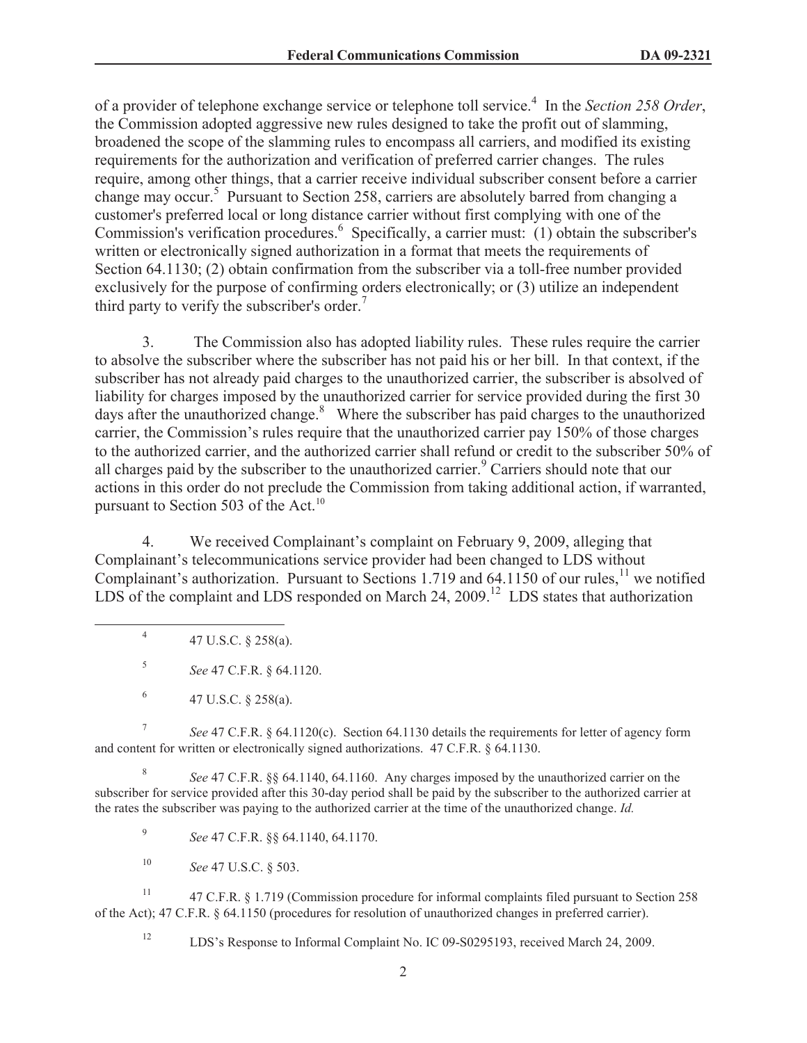of a provider of telephone exchange service or telephone toll service.[4] In the *Section 258 Order*, the Commission adopted aggressive new rules designed to take the profit out of slamming, broadened the scope of the slamming rules to encompass all carriers, and modified its existing requirements for the authorization and verification of preferred carrier changes. The rules require, among other things, that a carrier receive individual subscriber consent before a carrier change may occur.[5] Pursuant to Section 258, carriers are absolutely barred from changing a customer's preferred local or long distance carrier without first complying with one of the Commission's verification procedures.[6] Specifically, a carrier must: (1) obtain the subscriber's written or electronically signed authorization in a format that meets the requirements of Section 64.1130; (2) obtain confirmation from the subscriber via a toll-free number provided exclusively for the purpose of confirming orders electronically; or (3) utilize an independent third party to verify the subscriber's order.[7]

3. The Commission also has adopted liability rules. These rules require the carrier to absolve the subscriber where the subscriber has not paid his or her bill. In that context, if the subscriber has not already paid charges to the unauthorized carrier, the subscriber is absolved of liability for charges imposed by the unauthorized carrier for service provided during the first 30 days after the unauthorized change.[8] Where the subscriber has paid charges to the unauthorized carrier, the Commission's rules require that the unauthorized carrier pay 150% of those charges to the authorized carrier, and the authorized carrier shall refund or credit to the subscriber 50% of all charges paid by the subscriber to the unauthorized carrier.[9] Carriers should note that our actions in this order do not preclude the Commission from taking additional action, if warranted, pursuant to Section 503 of the Act.[10]

4. We received Complainant's complaint on February 9, 2009, alleging that Complainant's telecommunications service provider had been changed to LDS without Complainant's authorization. Pursuant to Sections 1.719 and 64.1150 of our rules,[11] we notified LDS of the complaint and LDS responded on March 24, 2009.[12] LDS states that authorization

---

[4] 47 U.S.C. § 258(a).

[5] *See* 47 C.F.R. § 64.1120.

[6] 47 U.S.C. § 258(a).

[7] *See* 47 C.F.R. § 64.1120(c). Section 64.1130 details the requirements for letter of agency form and content for written or electronically signed authorizations. 47 C.F.R. § 64.1130.

[8] *See* 47 C.F.R. §§ 64.1140, 64.1160. Any charges imposed by the unauthorized carrier on the subscriber for service provided after this 30-day period shall be paid by the subscriber to the authorized carrier at the rates the subscriber was paying to the authorized carrier at the time of the unauthorized change. *Id.*

[9] *See* 47 C.F.R. §§ 64.1140, 64.1170.

[10] *See* 47 U.S.C. § 503.

[11] 47 C.F.R. § 1.719 (Commission procedure for informal complaints filed pursuant to Section 258 of the Act); 47 C.F.R. § 64.1150 (procedures for resolution of unauthorized changes in preferred carrier).

[12] LDS's Response to Informal Complaint No. IC 09-S0295193, received March 24, 2009.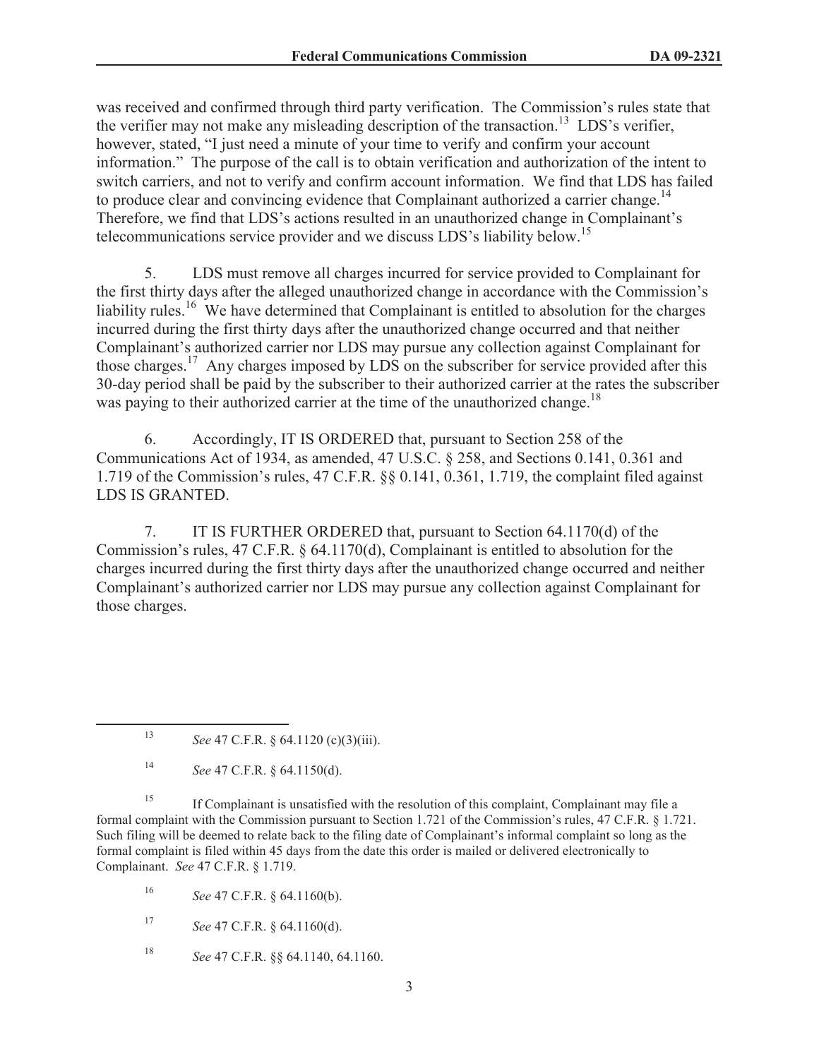was received and confirmed through third party verification. The Commission's rules state that the verifier may not make any misleading description of the transaction.[13] LDS's verifier, however, stated, "I just need a minute of your time to verify and confirm your account information." The purpose of the call is to obtain verification and authorization of the intent to switch carriers, and not to verify and confirm account information. We find that LDS has failed to produce clear and convincing evidence that Complainant authorized a carrier change.[14] Therefore, we find that LDS's actions resulted in an unauthorized change in Complainant's telecommunications service provider and we discuss LDS's liability below.[15]

5. LDS must remove all charges incurred for service provided to Complainant for the first thirty days after the alleged unauthorized change in accordance with the Commission's liability rules.[16] We have determined that Complainant is entitled to absolution for the charges incurred during the first thirty days after the unauthorized change occurred and that neither Complainant's authorized carrier nor LDS may pursue any collection against Complainant for those charges.[17] Any charges imposed by LDS on the subscriber for service provided after this 30-day period shall be paid by the subscriber to their authorized carrier at the rates the subscriber was paying to their authorized carrier at the time of the unauthorized change.[18]

6. Accordingly, IT IS ORDERED that, pursuant to Section 258 of the Communications Act of 1934, as amended, 47 U.S.C. § 258, and Sections 0.141, 0.361 and 1.719 of the Commission's rules, 47 C.F.R. §§ 0.141, 0.361, 1.719, the complaint filed against LDS IS GRANTED.

7. IT IS FURTHER ORDERED that, pursuant to Section 64.1170(d) of the Commission's rules, 47 C.F.R. § 64.1170(d), Complainant is entitled to absolution for the charges incurred during the first thirty days after the unauthorized change occurred and neither Complainant's authorized carrier nor LDS may pursue any collection against Complainant for those charges.

---

[13] *See* 47 C.F.R. § 64.1120 (c)(3)(iii).

[14] *See* 47 C.F.R. § 64.1150(d).

[15] If Complainant is unsatisfied with the resolution of this complaint, Complainant may file a formal complaint with the Commission pursuant to Section 1.721 of the Commission's rules, 47 C.F.R. § 1.721. Such filing will be deemed to relate back to the filing date of Complainant's informal complaint so long as the formal complaint is filed within 45 days from the date this order is mailed or delivered electronically to Complainant. *See* 47 C.F.R. § 1.719.

[16] *See* 47 C.F.R. § 64.1160(b).

[17] *See* 47 C.F.R. § 64.1160(d).

[18] *See* 47 C.F.R. §§ 64.1140, 64.1160.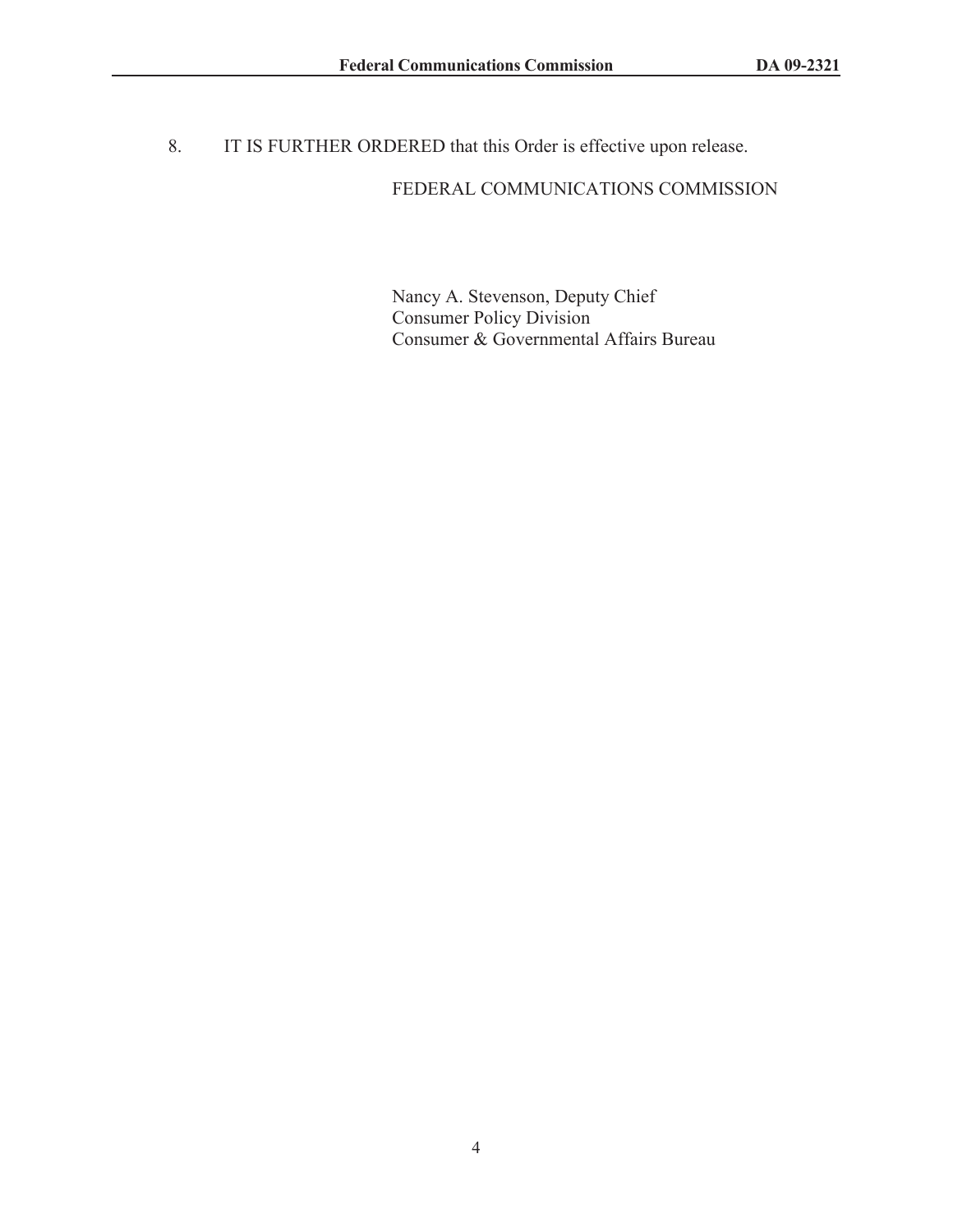8. IT IS FURTHER ORDERED that this Order is effective upon release.

FEDERAL COMMUNICATIONS COMMISSION

Nancy A. Stevenson, Deputy Chief
Consumer Policy Division
Consumer & Governmental Affairs Bureau